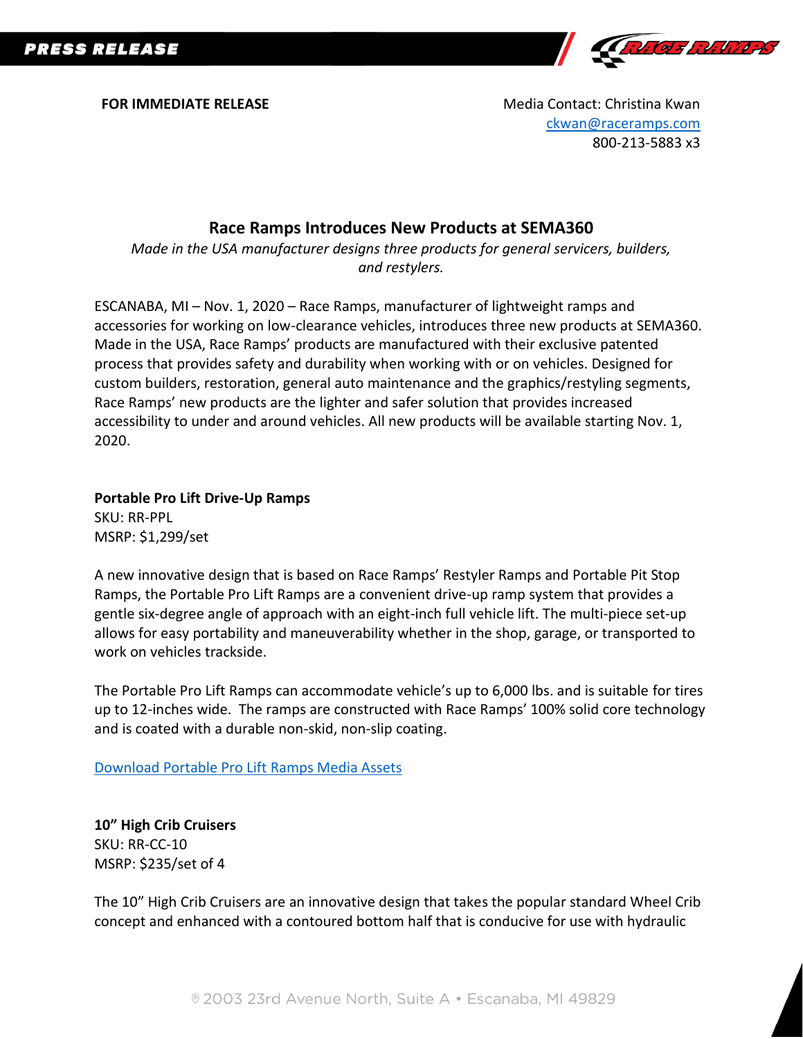**PRESS RELEASE**

**FOR IMMEDIATE RELEASE**

Media Contact: Christina Kwan
[ckwan@raceramps.com](mailto:ckwan@raceramps.com)
800-213-5883 x3

## Race Ramps Introduces New Products at SEMA360

*Made in the USA manufacturer designs three products for general servicers, builders, and restylers.*

ESCANABA, MI – Nov. 1, 2020 – Race Ramps, manufacturer of lightweight ramps and accessories for working on low-clearance vehicles, introduces three new products at SEMA360. Made in the USA, Race Ramps' products are manufactured with their exclusive patented process that provides safety and durability when working with or on vehicles. Designed for custom builders, restoration, general auto maintenance and the graphics/restyling segments, Race Ramps' new products are the lighter and safer solution that provides increased accessibility to under and around vehicles. All new products will be available starting Nov. 1, 2020.

**Portable Pro Lift Drive-Up Ramps**
SKU: RR-PPL
MSRP: $1,299/set

A new innovative design that is based on Race Ramps' Restyler Ramps and Portable Pit Stop Ramps, the Portable Pro Lift Ramps are a convenient drive-up ramp system that provides a gentle six-degree angle of approach with an eight-inch full vehicle lift. The multi-piece set-up allows for easy portability and maneuverability whether in the shop, garage, or transported to work on vehicles trackside.

The Portable Pro Lift Ramps can accommodate vehicle's up to 6,000 lbs. and is suitable for tires up to 12-inches wide. The ramps are constructed with Race Ramps' 100% solid core technology and is coated with a durable non-skid, non-slip coating.

Download Portable Pro Lift Ramps Media Assets

**10" High Crib Cruisers**
SKU: RR-CC-10
MSRP: $235/set of 4

The 10" High Crib Cruisers are an innovative design that takes the popular standard Wheel Crib concept and enhanced with a contoured bottom half that is conducive for use with hydraulic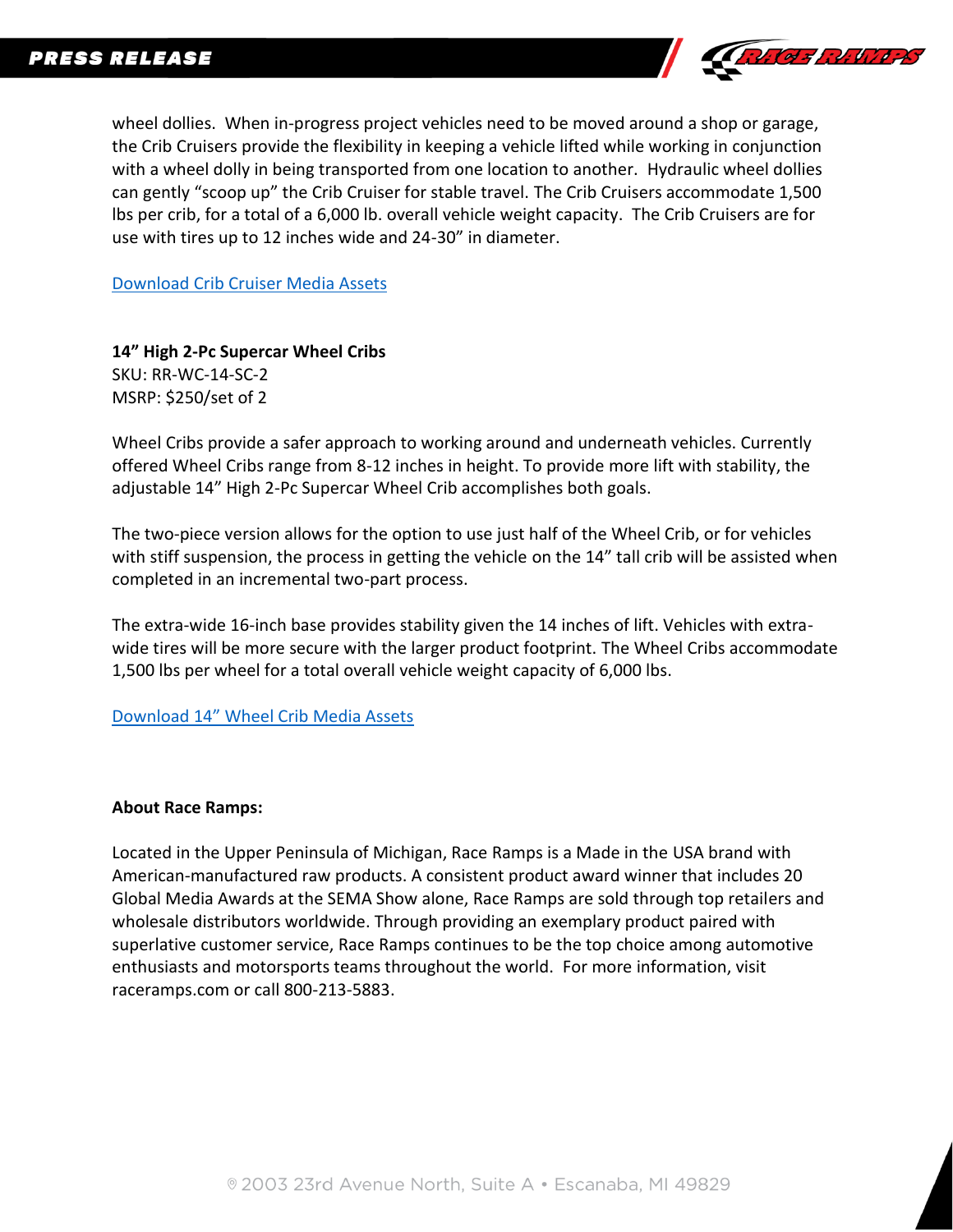wheel dollies. When in-progress project vehicles need to be moved around a shop or garage, the Crib Cruisers provide the flexibility in keeping a vehicle lifted while working in conjunction with a wheel dolly in being transported from one location to another. Hydraulic wheel dollies can gently "scoop up" the Crib Cruiser for stable travel. The Crib Cruisers accommodate 1,500 lbs per crib, for a total of a 6,000 lb. overall vehicle weight capacity. The Crib Cruisers are for use with tires up to 12 inches wide and 24-30" in diameter.

Download Crib Cruiser Media Assets

**14" High 2-Pc Supercar Wheel Cribs**
SKU: RR-WC-14-SC-2
MSRP: $250/set of 2

Wheel Cribs provide a safer approach to working around and underneath vehicles. Currently offered Wheel Cribs range from 8-12 inches in height. To provide more lift with stability, the adjustable 14" High 2-Pc Supercar Wheel Crib accomplishes both goals.

The two-piece version allows for the option to use just half of the Wheel Crib, or for vehicles with stiff suspension, the process in getting the vehicle on the 14" tall crib will be assisted when completed in an incremental two-part process.

The extra-wide 16-inch base provides stability given the 14 inches of lift. Vehicles with extra-wide tires will be more secure with the larger product footprint. The Wheel Cribs accommodate 1,500 lbs per wheel for a total overall vehicle weight capacity of 6,000 lbs.

Download 14" Wheel Crib Media Assets

**About Race Ramps:**

Located in the Upper Peninsula of Michigan, Race Ramps is a Made in the USA brand with American-manufactured raw products. A consistent product award winner that includes 20 Global Media Awards at the SEMA Show alone, Race Ramps are sold through top retailers and wholesale distributors worldwide. Through providing an exemplary product paired with superlative customer service, Race Ramps continues to be the top choice among automotive enthusiasts and motorsports teams throughout the world. For more information, visit raceramps.com or call 800-213-5883.